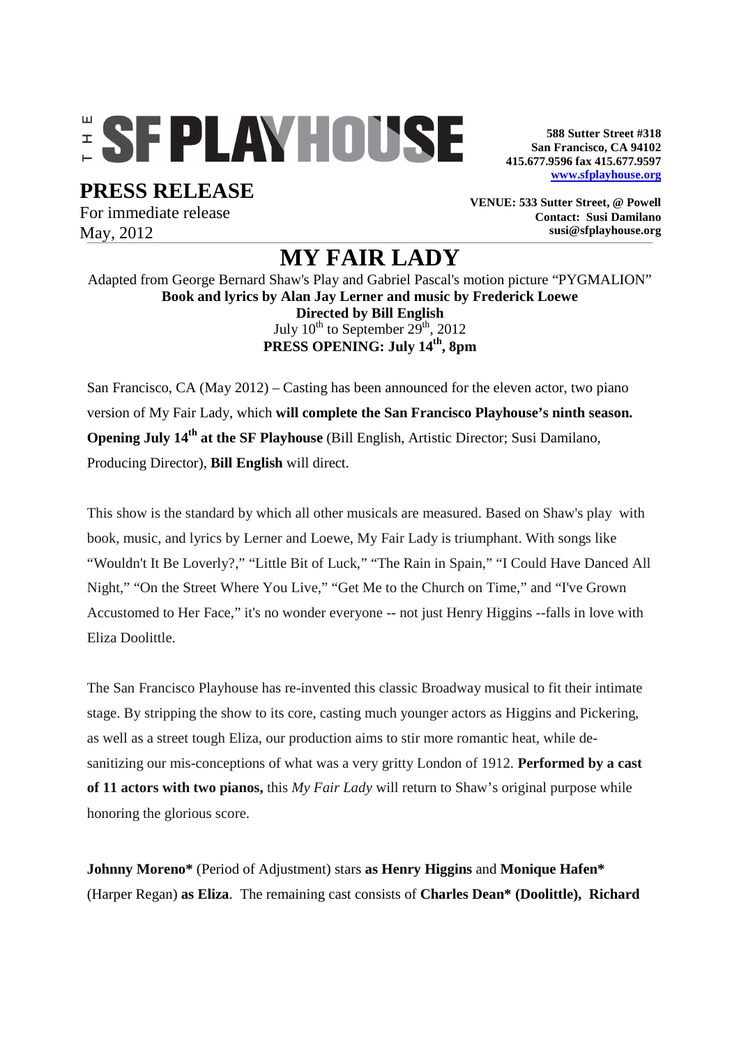# THE SF PLAYHOUSE

**588 Sutter Street #318**
**San Francisco, CA 94102**
**415.677.9596 fax 415.677.9597**
**www.sfplayhouse.org**

## PRESS RELEASE

For immediate release
May, 2012

**VENUE: 533 Sutter Street, @ Powell**
**Contact: Susi Damilano**
**susi@sfplayhouse.org**

# MY FAIR LADY

Adapted from George Bernard Shaw's Play and Gabriel Pascal's motion picture "PYGMALION"
**Book and lyrics by Alan Jay Lerner and music by Frederick Loewe**
**Directed by Bill English**
July 10th to September 29th, 2012
**PRESS OPENING: July 14th, 8pm**

San Francisco, CA (May 2012) – Casting has been announced for the eleven actor, two piano version of My Fair Lady, which **will complete the San Francisco Playhouse's ninth season. Opening July 14th at the SF Playhouse** (Bill English, Artistic Director; Susi Damilano, Producing Director), **Bill English** will direct.

This show is the standard by which all other musicals are measured. Based on Shaw's play with book, music, and lyrics by Lerner and Loewe, My Fair Lady is triumphant. With songs like "Wouldn't It Be Loverly?," "Little Bit of Luck," "The Rain in Spain," "I Could Have Danced All Night," "On the Street Where You Live," "Get Me to the Church on Time," and "I've Grown Accustomed to Her Face," it's no wonder everyone -- not just Henry Higgins --falls in love with Eliza Doolittle.

The San Francisco Playhouse has re-invented this classic Broadway musical to fit their intimate stage. By stripping the show to its core, casting much younger actors as Higgins and Pickering, as well as a street tough Eliza, our production aims to stir more romantic heat, while de-sanitizing our mis-conceptions of what was a very gritty London of 1912. **Performed by a cast of 11 actors with two pianos,** this *My Fair Lady* will return to Shaw's original purpose while honoring the glorious score.

**Johnny Moreno*** (Period of Adjustment) stars **as Henry Higgins** and **Monique Hafen*** (Harper Regan) **as Eliza**. The remaining cast consists of **Charles Dean* (Doolittle), Richard**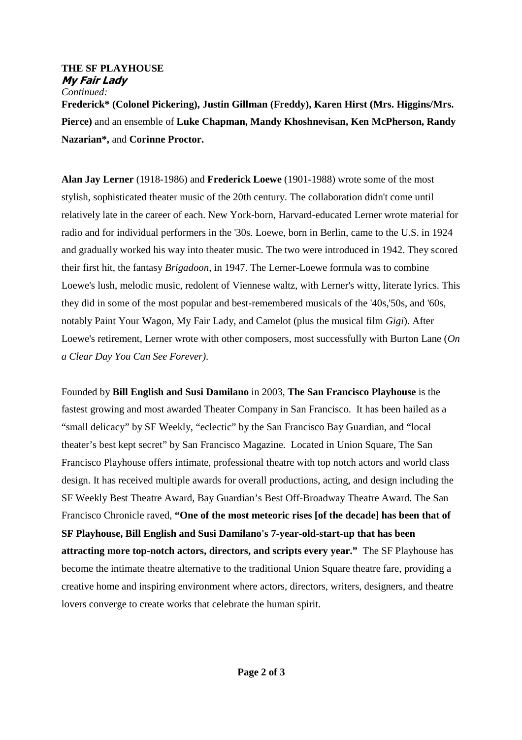**THE SF PLAYHOUSE**
***My Fair Lady***
*Continued:*
**Frederick* (Colonel Pickering), Justin Gillman (Freddy), Karen Hirst (Mrs. Higgins/Mrs. Pierce)** and an ensemble of **Luke Chapman, Mandy Khoshnevisan, Ken McPherson, Randy Nazarian*,** and **Corinne Proctor.**

**Alan Jay Lerner** (1918-1986) and **Frederick Loewe** (1901-1988) wrote some of the most stylish, sophisticated theater music of the 20th century. The collaboration didn't come until relatively late in the career of each. New York-born, Harvard-educated Lerner wrote material for radio and for individual performers in the '30s. Loewe, born in Berlin, came to the U.S. in 1924 and gradually worked his way into theater music. The two were introduced in 1942. They scored their first hit, the fantasy *Brigadoon*, in 1947. The Lerner-Loewe formula was to combine Loewe's lush, melodic music, redolent of Viennese waltz, with Lerner's witty, literate lyrics. This they did in some of the most popular and best-remembered musicals of the '40s,'50s, and '60s, notably Paint Your Wagon, My Fair Lady, and Camelot (plus the musical film *Gigi*). After Loewe's retirement, Lerner wrote with other composers, most successfully with Burton Lane (*On a Clear Day You Can See Forever)*.

Founded by **Bill English and Susi Damilano** in 2003, **The San Francisco Playhouse** is the fastest growing and most awarded Theater Company in San Francisco. It has been hailed as a "small delicacy" by SF Weekly, "eclectic" by the San Francisco Bay Guardian, and "local theater's best kept secret" by San Francisco Magazine. Located in Union Square, The San Francisco Playhouse offers intimate, professional theatre with top notch actors and world class design. It has received multiple awards for overall productions, acting, and design including the SF Weekly Best Theatre Award, Bay Guardian's Best Off-Broadway Theatre Award. The San Francisco Chronicle raved, **"One of the most meteoric rises [of the decade] has been that of SF Playhouse, Bill English and Susi Damilano's 7-year-old-start-up that has been attracting more top-notch actors, directors, and scripts every year."** The SF Playhouse has become the intimate theatre alternative to the traditional Union Square theatre fare, providing a creative home and inspiring environment where actors, directors, writers, designers, and theatre lovers converge to create works that celebrate the human spirit.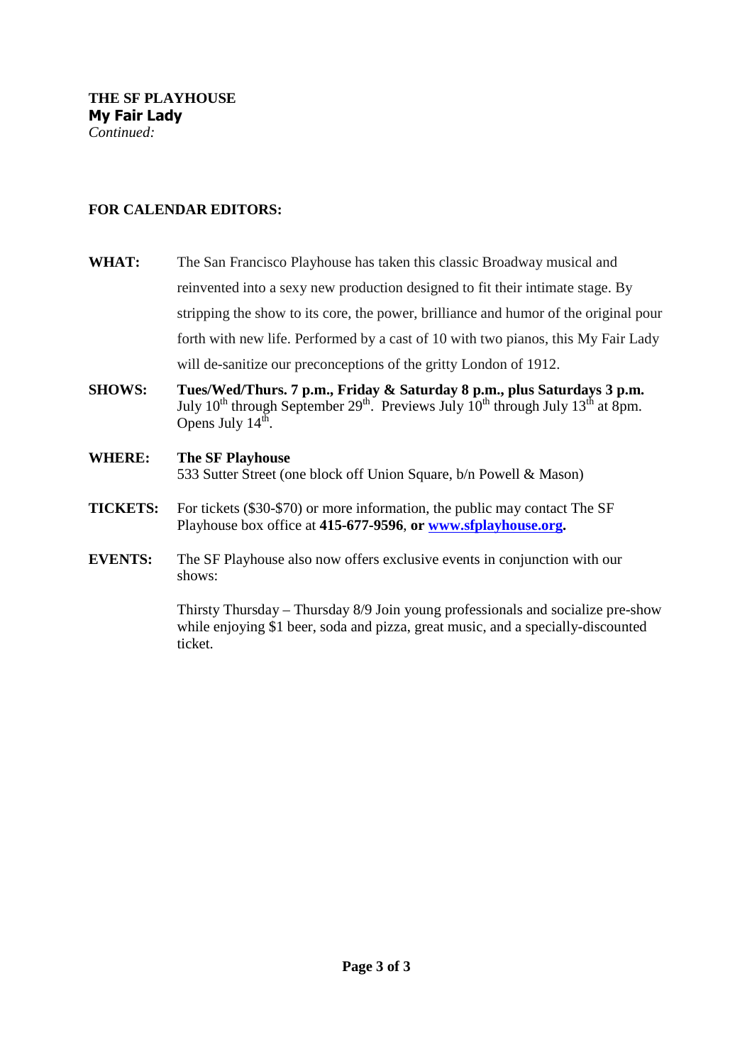**THE SF PLAYHOUSE**
**My Fair Lady**
*Continued:*

**FOR CALENDAR EDITORS:**

**WHAT:** The San Francisco Playhouse has taken this classic Broadway musical and reinvented into a sexy new production designed to fit their intimate stage. By stripping the show to its core, the power, brilliance and humor of the original pour forth with new life. Performed by a cast of 10 with two pianos, this My Fair Lady will de-sanitize our preconceptions of the gritty London of 1912.

**SHOWS:** **Tues/Wed/Thurs. 7 p.m., Friday & Saturday 8 p.m., plus Saturdays 3 p.m.** July 10th through September 29th. Previews July 10th through July 13th at 8pm. Opens July 14th.

**WHERE:** **The SF Playhouse**
533 Sutter Street (one block off Union Square, b/n Powell & Mason)

**TICKETS:** For tickets ($30-$70) or more information, the public may contact The SF Playhouse box office at **415-677-9596**, **or [www.sfplayhouse.org](http://www.sfplayhouse.org).**

**EVENTS:** The SF Playhouse also now offers exclusive events in conjunction with our shows:

Thirsty Thursday – Thursday 8/9 Join young professionals and socialize pre-show while enjoying $1 beer, soda and pizza, great music, and a specially-discounted ticket.